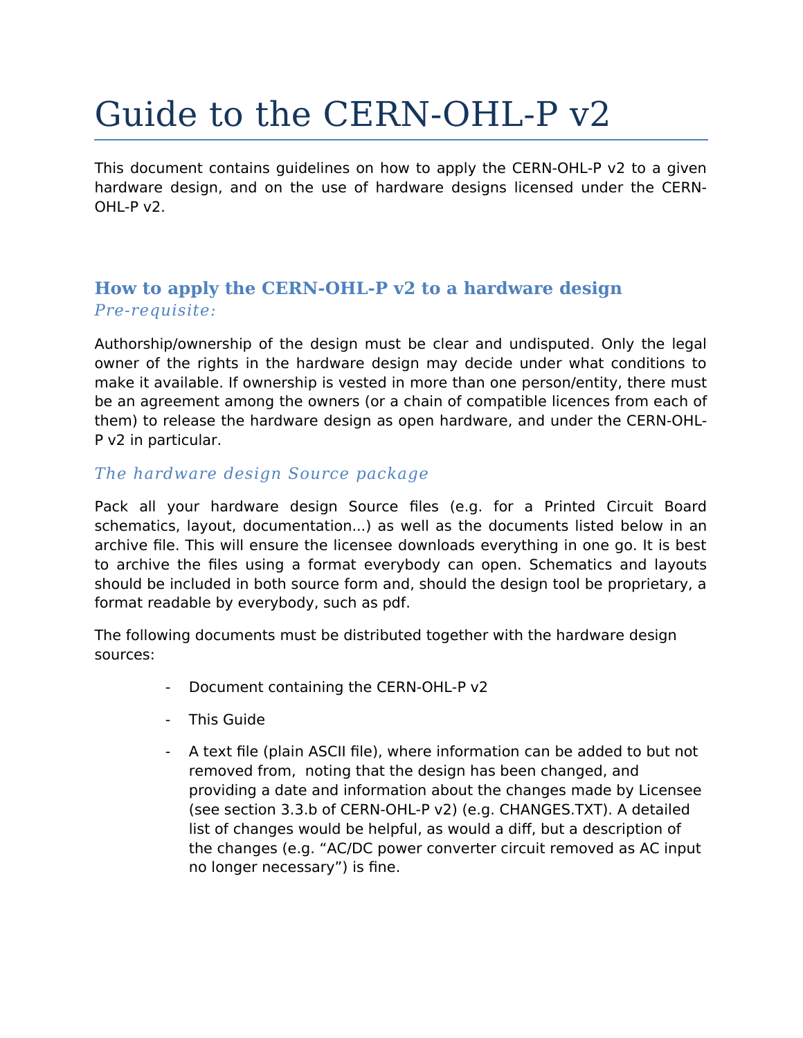# Guide to the CERN-OHL-P v2

This document contains guidelines on how to apply the CERN-OHL-P v2 to a given hardware design, and on the use of hardware designs licensed under the CERN-OHL-P v2.

## How to apply the CERN-OHL-P v2 to a hardware design

### *Pre-requisite:*

Authorship/ownership of the design must be clear and undisputed. Only the legal owner of the rights in the hardware design may decide under what conditions to make it available. If ownership is vested in more than one person/entity, there must be an agreement among the owners (or a chain of compatible licences from each of them) to release the hardware design as open hardware, and under the CERN-OHL-P v2 in particular.

### *The hardware design Source package*

Pack all your hardware design Source files (e.g. for a Printed Circuit Board schematics, layout, documentation...) as well as the documents listed below in an archive file. This will ensure the licensee downloads everything in one go. It is best to archive the files using a format everybody can open. Schematics and layouts should be included in both source form and, should the design tool be proprietary, a format readable by everybody, such as pdf.

The following documents must be distributed together with the hardware design sources:

- Document containing the CERN-OHL-P v2
- This Guide
- A text file (plain ASCII file), where information can be added to but not removed from, noting that the design has been changed, and providing a date and information about the changes made by Licensee (see section 3.3.b of CERN-OHL-P v2) (e.g. CHANGES.TXT). A detailed list of changes would be helpful, as would a diff, but a description of the changes (e.g. “AC/DC power converter circuit removed as AC input no longer necessary”) is fine.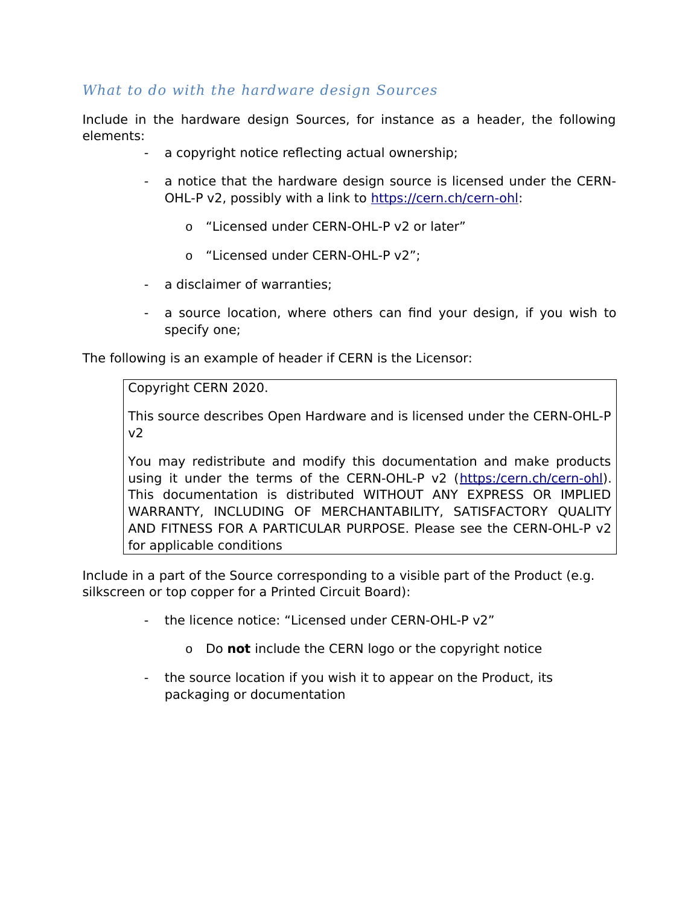### *What to do with the hardware design Sources*

Include in the hardware design Sources, for instance as a header, the following elements:

- a copyright notice reflecting actual ownership;
- a notice that the hardware design source is licensed under the CERN-OHL-P v2, possibly with a link to https://cern.ch/cern-ohl:
    - “Licensed under CERN-OHL-P v2 or later”
    - “Licensed under CERN-OHL-P v2”;
- a disclaimer of warranties;
- a source location, where others can find your design, if you wish to specify one;

The following is an example of header if CERN is the Licensor:

> Copyright CERN 2020.
>
> This source describes Open Hardware and is licensed under the CERN-OHL-P v2
>
> You may redistribute and modify this documentation and make products using it under the terms of the CERN-OHL-P v2 (https:/cern.ch/cern-ohl). This documentation is distributed WITHOUT ANY EXPRESS OR IMPLIED WARRANTY, INCLUDING OF MERCHANTABILITY, SATISFACTORY QUALITY AND FITNESS FOR A PARTICULAR PURPOSE. Please see the CERN-OHL-P v2 for applicable conditions

Include in a part of the Source corresponding to a visible part of the Product (e.g. silkscreen or top copper for a Printed Circuit Board):

- the licence notice: “Licensed under CERN-OHL-P v2”
    - Do **not** include the CERN logo or the copyright notice
- the source location if you wish it to appear on the Product, its packaging or documentation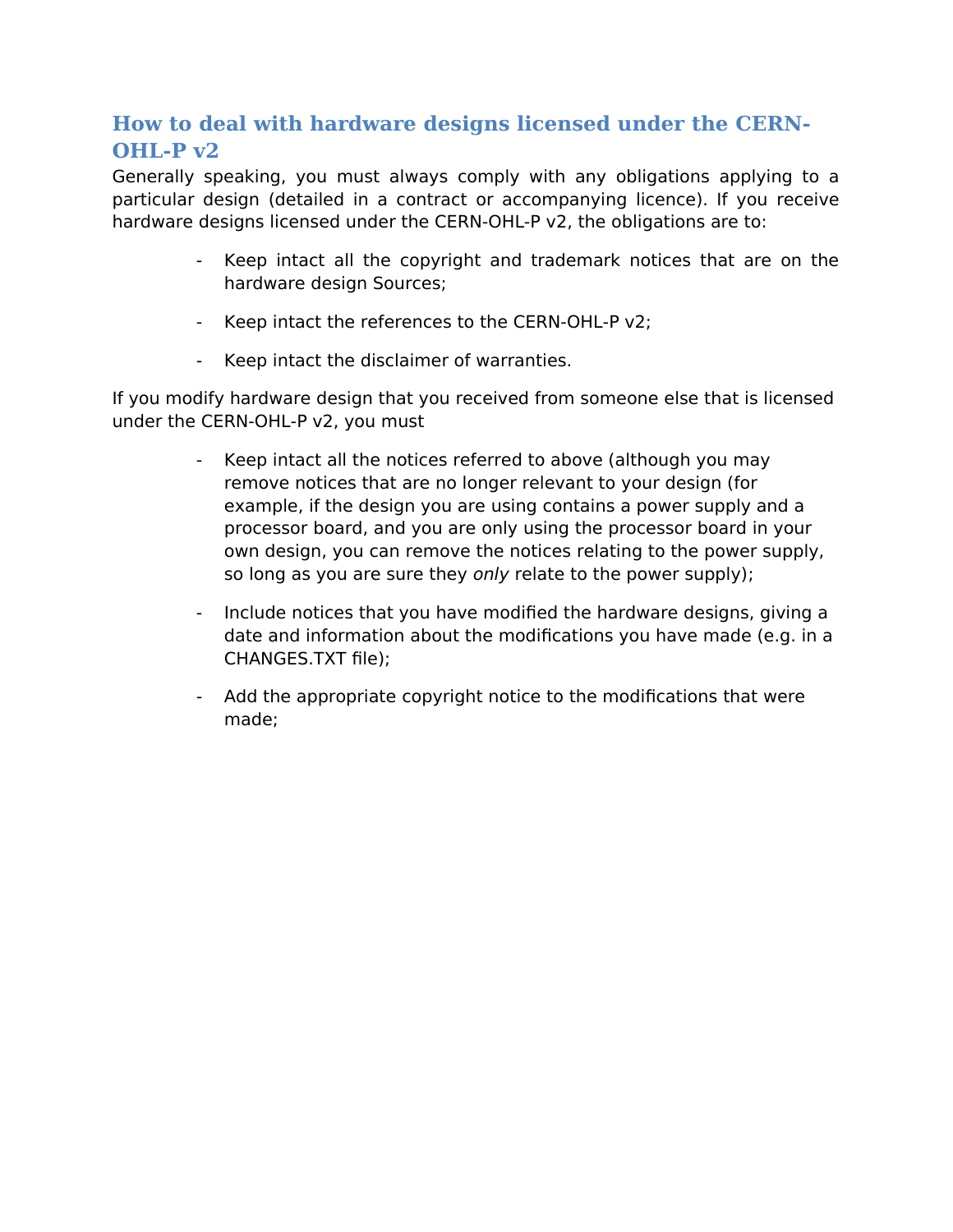## How to deal with hardware designs licensed under the CERN-OHL-P v2

Generally speaking, you must always comply with any obligations applying to a particular design (detailed in a contract or accompanying licence). If you receive hardware designs licensed under the CERN-OHL-P v2, the obligations are to:

- Keep intact all the copyright and trademark notices that are on the hardware design Sources;
- Keep intact the references to the CERN-OHL-P v2;
- Keep intact the disclaimer of warranties.

If you modify hardware design that you received from someone else that is licensed under the CERN-OHL-P v2, you must

- Keep intact all the notices referred to above (although you may remove notices that are no longer relevant to your design (for example, if the design you are using contains a power supply and a processor board, and you are only using the processor board in your own design, you can remove the notices relating to the power supply, so long as you are sure they *only* relate to the power supply);
- Include notices that you have modified the hardware designs, giving a date and information about the modifications you have made (e.g. in a CHANGES.TXT file);
- Add the appropriate copyright notice to the modifications that were made;